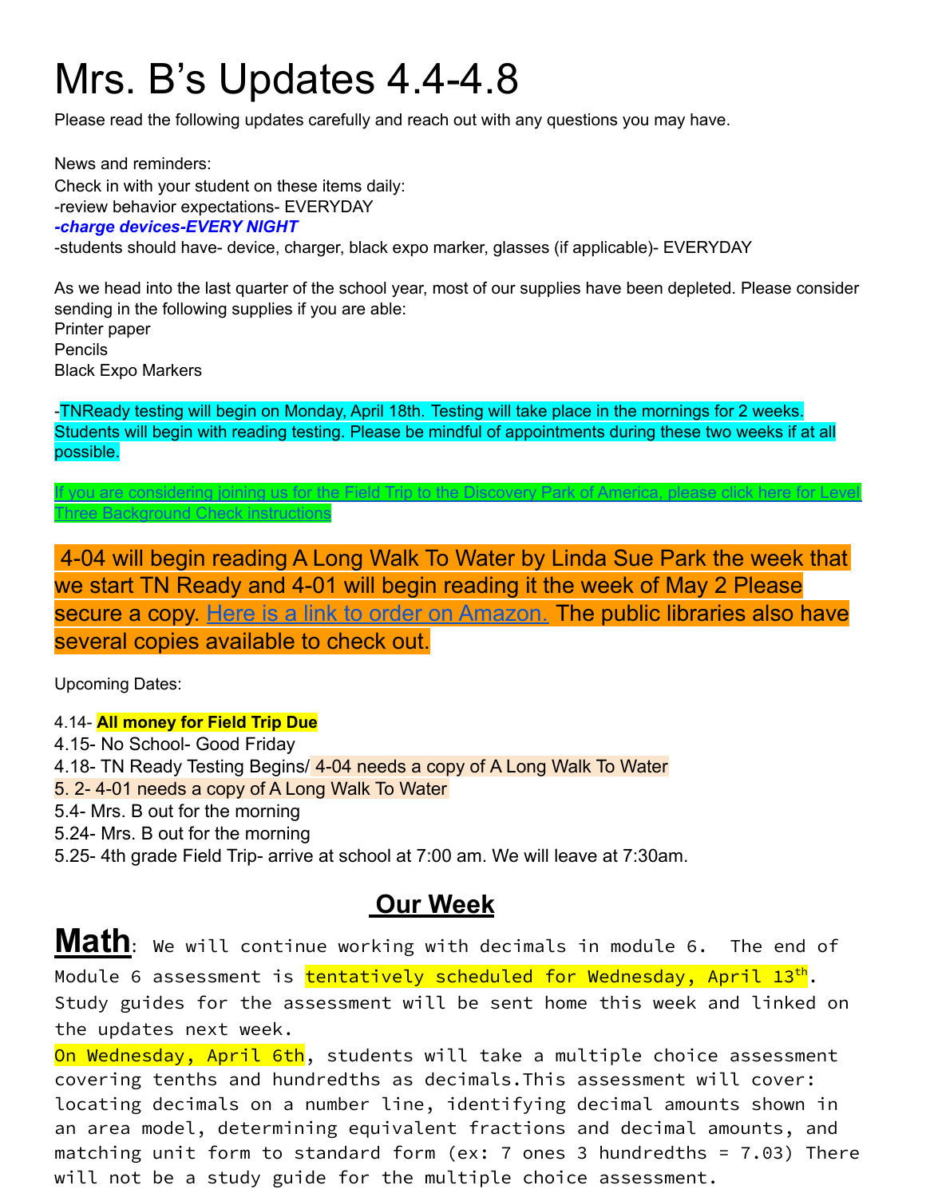# Mrs. B's Updates 4.4-4.8

Please read the following updates carefully and reach out with any questions you may have.

News and reminders:
Check in with your student on these items daily:
-review behavior expectations- EVERYDAY
***-charge devices-EVERY NIGHT***
-students should have- device, charger, black expo marker, glasses (if applicable)- EVERYDAY

As we head into the last quarter of the school year, most of our supplies have been depleted. Please consider sending in the following supplies if you are able:
Printer paper
Pencils
Black Expo Markers

-TNReady testing will begin on Monday, April 18th. Testing will take place in the mornings for 2 weeks. Students will begin with reading testing. Please be mindful of appointments during these two weeks if at all possible.

If you are considering joining us for the Field Trip to the Discovery Park of America, please click here for Level Three Background Check instructions

4-04 will begin reading A Long Walk To Water by Linda Sue Park the week that we start TN Ready and 4-01 will begin reading it the week of May 2 Please secure a copy. Here is a link to order on Amazon. The public libraries also have several copies available to check out.

Upcoming Dates:

4.14- **All money for Field Trip Due**
4.15- No School- Good Friday
4.18- TN Ready Testing Begins/ 4-04 needs a copy of A Long Walk To Water
5. 2- 4-01 needs a copy of A Long Walk To Water
5.4- Mrs. B out for the morning
5.24- Mrs. B out for the morning
5.25- 4th grade Field Trip- arrive at school at 7:00 am. We will leave at 7:30am.

## Our Week

**Math**: We will continue working with decimals in module 6. The end of Module 6 assessment is tentatively scheduled for Wednesday, April 13th. Study guides for the assessment will be sent home this week and linked on the updates next week.
On Wednesday, April 6th, students will take a multiple choice assessment covering tenths and hundredths as decimals.This assessment will cover: locating decimals on a number line, identifying decimal amounts shown in an area model, determining equivalent fractions and decimal amounts, and matching unit form to standard form (ex: 7 ones 3 hundredths = 7.03) There will not be a study guide for the multiple choice assessment.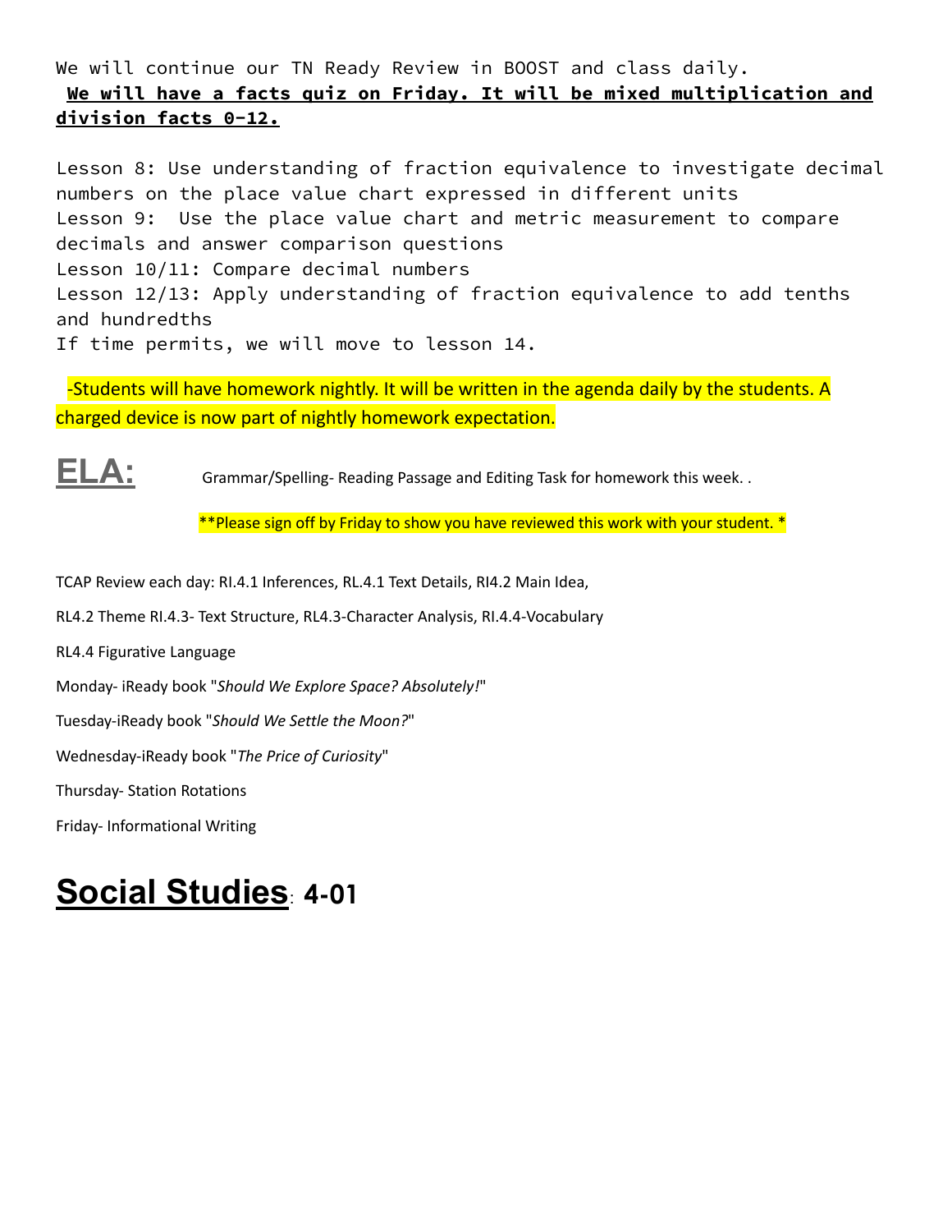We will continue our TN Ready Review in BOOST and class daily.

**We will have a facts quiz on Friday. It will be mixed multiplication and division facts 0-12.**

Lesson 8: Use understanding of fraction equivalence to investigate decimal numbers on the place value chart expressed in different units
Lesson 9: Use the place value chart and metric measurement to compare decimals and answer comparison questions
Lesson 10/11: Compare decimal numbers
Lesson 12/13: Apply understanding of fraction equivalence to add tenths and hundredths
If time permits, we will move to lesson 14.

-Students will have homework nightly. It will be written in the agenda daily by the students. A charged device is now part of nightly homework expectation.

## ELA:

Grammar/Spelling- Reading Passage and Editing Task for homework this week. .

**Please sign off by Friday to show you have reviewed this work with your student. *

TCAP Review each day: RI.4.1 Inferences, RL.4.1 Text Details, RI4.2 Main Idea,

RL4.2 Theme RI.4.3- Text Structure, RL4.3-Character Analysis, RI.4.4-Vocabulary

RL4.4 Figurative Language

Monday- iReady book "*Should We Explore Space? Absolutely!*"

Tuesday-iReady book "*Should We Settle the Moon?*"

Wednesday-iReady book "*The Price of Curiosity*"

Thursday- Station Rotations

Friday- Informational Writing

# Social Studies: 4-01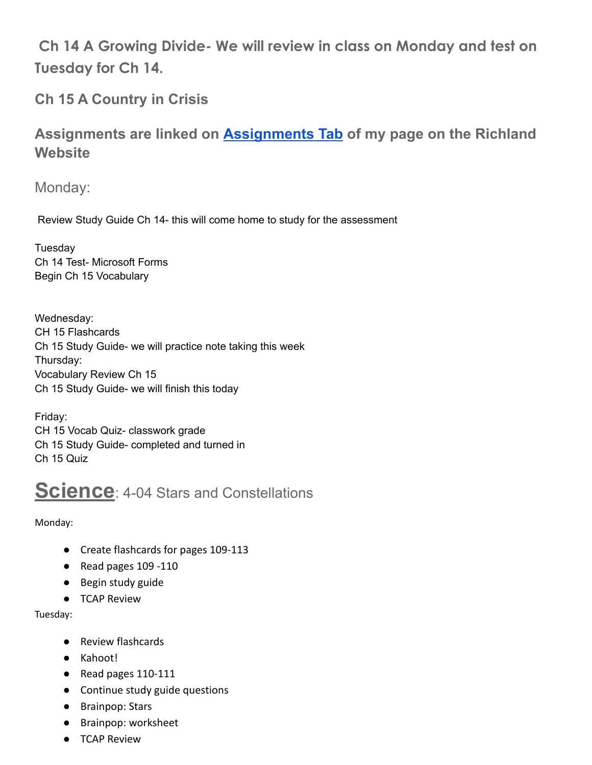### Ch 14 A Growing Divide- We will review in class on Monday and test on Tuesday for Ch 14.

### Ch 15 A Country in Crisis

### Assignments are linked on [Assignments Tab](#) of my page on the Richland Website

### Monday:

Review Study Guide Ch 14- this will come home to study for the assessment

Tuesday
Ch 14 Test- Microsoft Forms
Begin Ch 15 Vocabulary

Wednesday:
CH 15 Flashcards
Ch 15 Study Guide- we will practice note taking this week
Thursday:
Vocabulary Review Ch 15
Ch 15 Study Guide- we will finish this today

Friday:
CH 15 Vocab Quiz- classwork grade
Ch 15 Study Guide- completed and turned in
Ch 15 Quiz

## Science: 4-04 Stars and Constellations

Monday:

- Create flashcards for pages 109-113
- Read pages 109 -110
- Begin study guide
- TCAP Review

Tuesday:

- Review flashcards
- Kahoot!
- Read pages 110-111
- Continue study guide questions
- Brainpop: Stars
- Brainpop: worksheet
- TCAP Review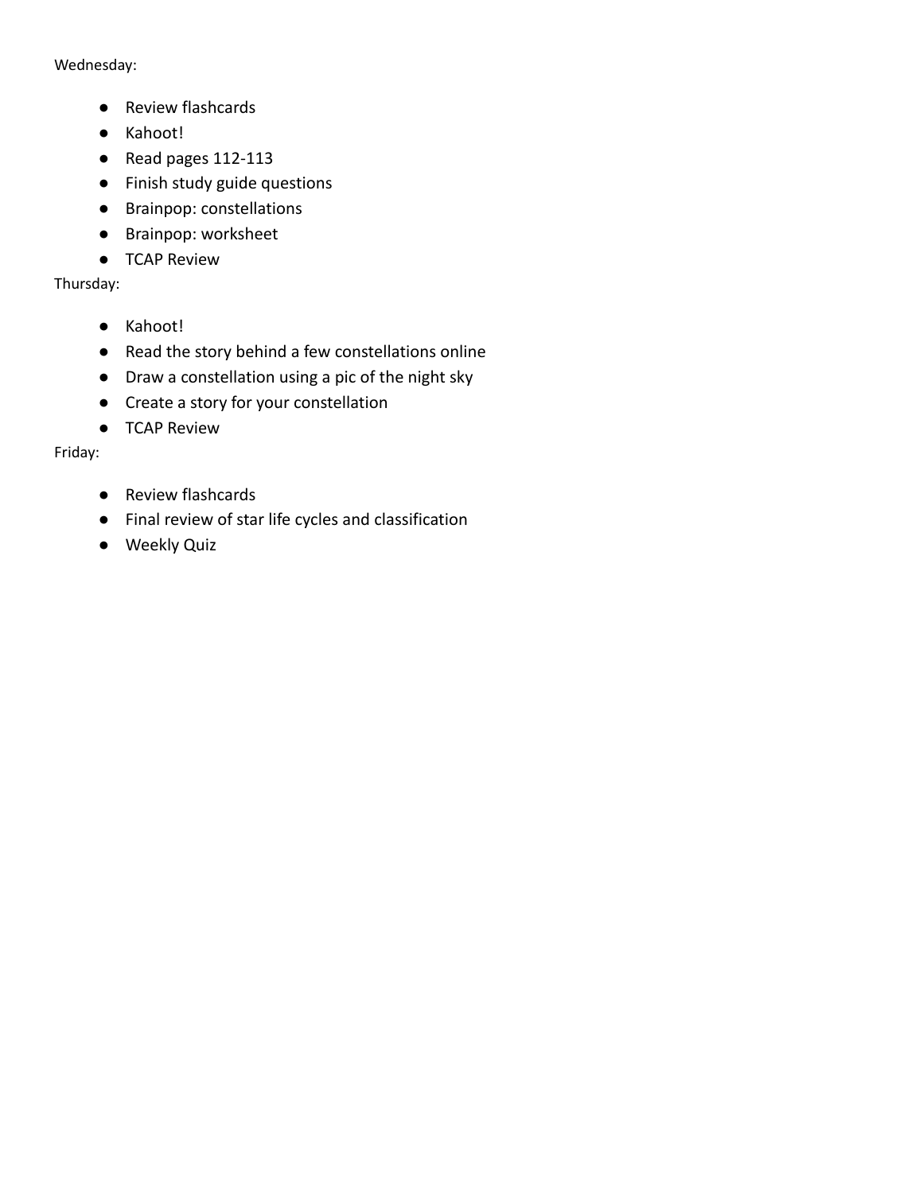Wednesday:

- Review flashcards
- Kahoot!
- Read pages 112-113
- Finish study guide questions
- Brainpop: constellations
- Brainpop: worksheet
- TCAP Review

Thursday:

- Kahoot!
- Read the story behind a few constellations online
- Draw a constellation using a pic of the night sky
- Create a story for your constellation
- TCAP Review

Friday:

- Review flashcards
- Final review of star life cycles and classification
- Weekly Quiz